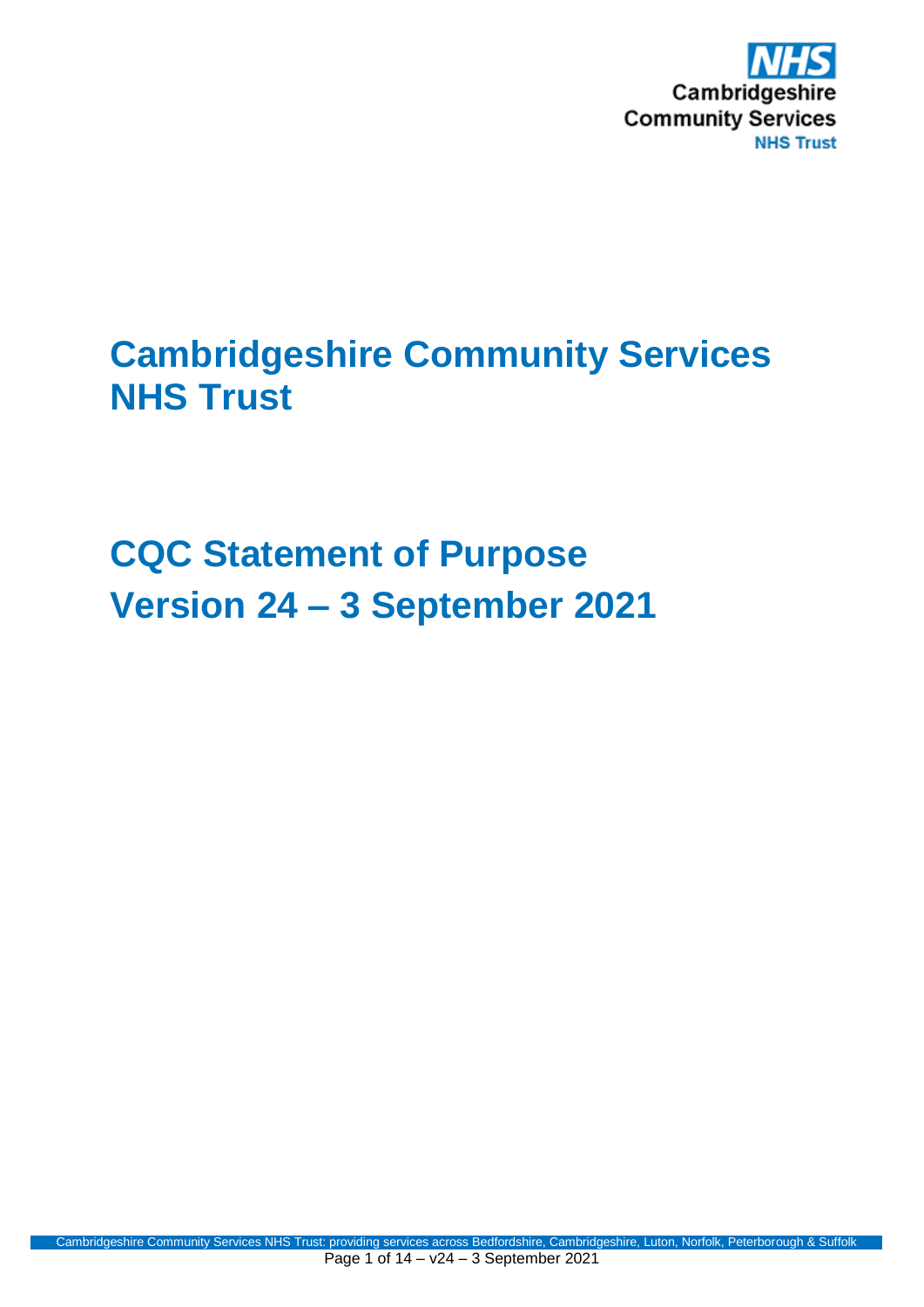NHS
Cambridgeshire
Community Services
NHS Trust

# Cambridgeshire Community Services NHS Trust

# CQC Statement of Purpose
# Version 24 – 3 September 2021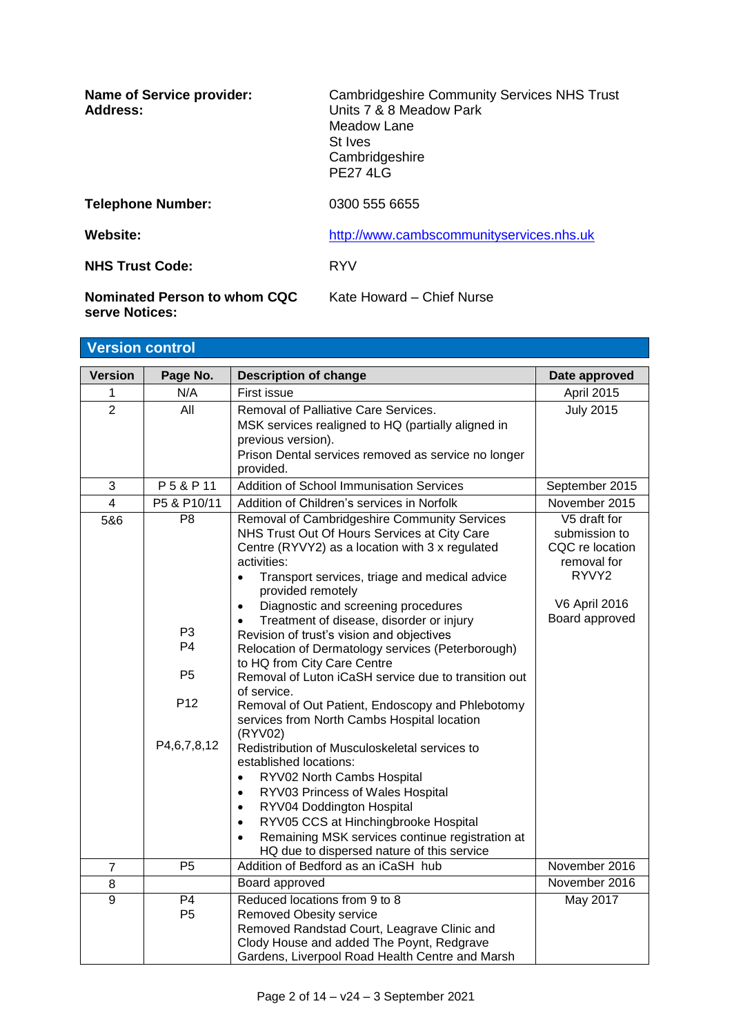| | |
|---|---|
| **Name of Service provider:** | Cambridgeshire Community Services NHS Trust |
| **Address:** | Units 7 & 8 Meadow Park<br>Meadow Lane<br>St Ives<br>Cambridgeshire<br>PE27 4LG |
| **Telephone Number:** | 0300 555 6655 |
| **Website:** | http://www.cambscommunityservices.nhs.uk |
| **NHS Trust Code:** | RYV |
| **Nominated Person to whom CQC serve Notices:** | Kate Howard – Chief Nurse |

## Version control

| Version | Page No. | Description of change | Date approved |
|---|---|---|---|
| 1 | N/A | First issue | April 2015 |
| 2 | All | Removal of Palliative Care Services.<br>MSK services realigned to HQ (partially aligned in previous version).<br>Prison Dental services removed as service no longer provided. | July 2015 |
| 3 | P 5 & P 11 | Addition of School Immunisation Services | September 2015 |
| 4 | P5 & P10/11 | Addition of Children's services in Norfolk | November 2015 |
| 5&6 | P8<br><br><br><br><br><br>P3<br>P4<br><br>P5<br><br>P12<br><br><br>P4,6,7,8,12 | Removal of Cambridgeshire Community Services NHS Trust Out Of Hours Services at City Care Centre (RYVY2) as a location with 3 x regulated activities:<br>• Transport services, triage and medical advice provided remotely<br>• Diagnostic and screening procedures<br>• Treatment of disease, disorder or injury<br>Revision of trust's vision and objectives<br>Relocation of Dermatology services (Peterborough) to HQ from City Care Centre<br>Removal of Luton iCaSH service due to transition out of service.<br>Removal of Out Patient, Endoscopy and Phlebotomy services from North Cambs Hospital location (RYV02)<br>Redistribution of Musculoskeletal services to established locations:<br>• RYV02 North Cambs Hospital<br>• RYV03 Princess of Wales Hospital<br>• RYV04 Doddington Hospital<br>• RYV05 CCS at Hinchingbrooke Hospital<br>• Remaining MSK services continue registration at HQ due to dispersed nature of this service | V5 draft for submission to CQC re location removal for RYVY2<br><br>V6 April 2016 Board approved |
| 7 | P5 | Addition of Bedford as an iCaSH hub | November 2016 |
| 8 | | Board approved | November 2016 |
| 9 | P4<br>P5 | Reduced locations from 9 to 8<br>Removed Obesity service<br>Removed Randstad Court, Leagrave Clinic and Clody House and added The Poynt, Redgrave Gardens, Liverpool Road Health Centre and Marsh | May 2017 |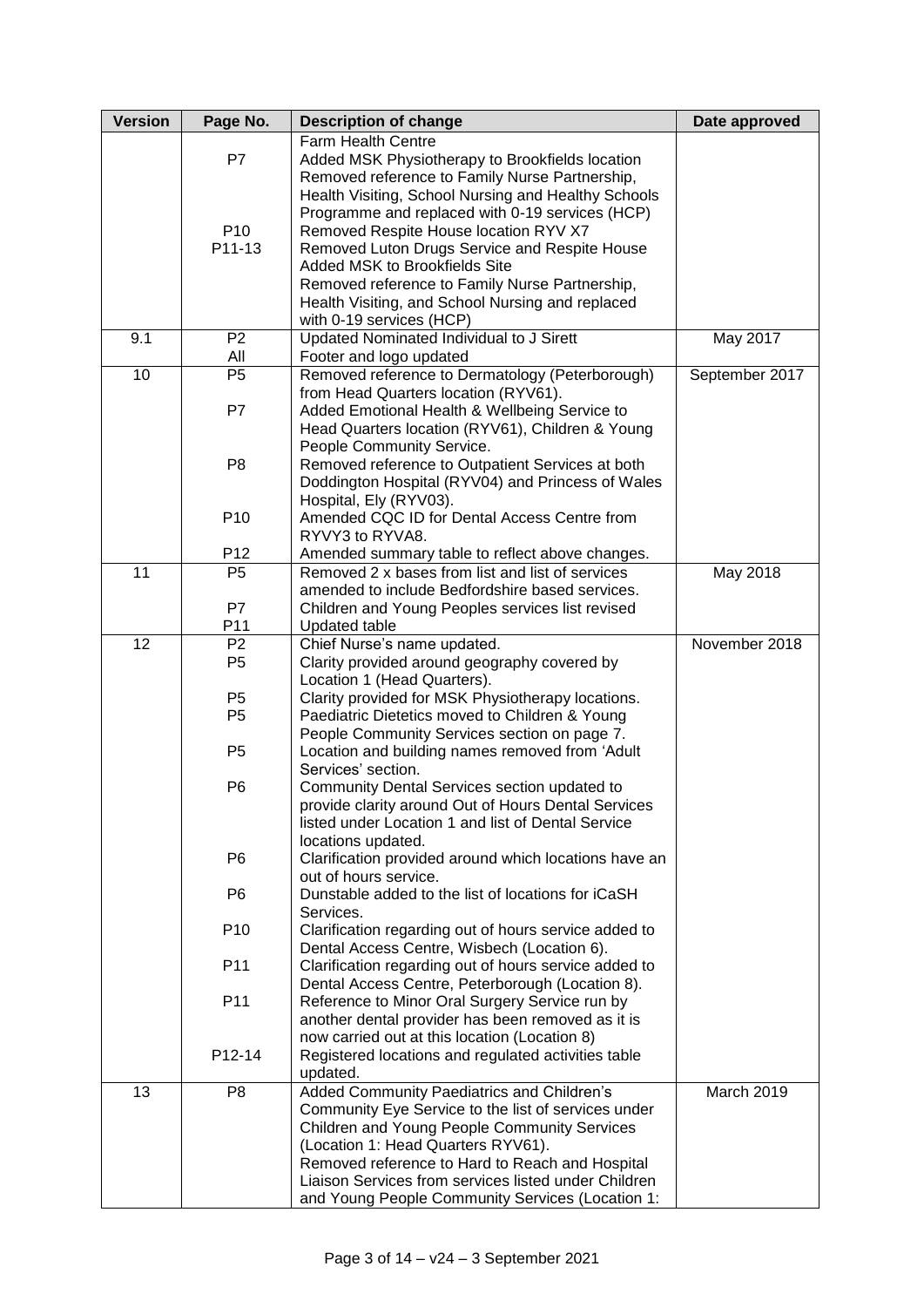| Version | Page No. | Description of change | Date approved |
|---|---|---|---|
| | P7<br><br><br><br>P10<br>P11-13 | Farm Health Centre<br>Added MSK Physiotherapy to Brookfields location<br>Removed reference to Family Nurse Partnership, Health Visiting, School Nursing and Healthy Schools Programme and replaced with 0-19 services (HCP)<br>Removed Respite House location RYV X7<br>Removed Luton Drugs Service and Respite House<br>Added MSK to Brookfields Site<br>Removed reference to Family Nurse Partnership, Health Visiting, and School Nursing and replaced with 0-19 services (HCP) | |
| 9.1 | P2<br>All | Updated Nominated Individual to J Sirett<br>Footer and logo updated | May 2017 |
| 10 | P5<br><br>P7<br><br><br>P8<br><br><br>P10<br><br>P12 | Removed reference to Dermatology (Peterborough) from Head Quarters location (RYV61).<br>Added Emotional Health & Wellbeing Service to Head Quarters location (RYV61), Children & Young People Community Service.<br>Removed reference to Outpatient Services at both Doddington Hospital (RYV04) and Princess of Wales Hospital, Ely (RYV03).<br>Amended CQC ID for Dental Access Centre from RYVY3 to RYVA8.<br>Amended summary table to reflect above changes. | September 2017 |
| 11 | P5<br><br>P7<br>P11 | Removed 2 x bases from list and list of services amended to include Bedfordshire based services.<br>Children and Young Peoples services list revised<br>Updated table | May 2018 |
| 12 | P2<br>P5<br><br>P5<br>P5<br><br>P5<br><br>P6<br><br><br><br>P6<br><br>P6<br><br>P10<br><br>P11<br><br>P11<br><br><br>P12-14 | Chief Nurse's name updated.<br>Clarity provided around geography covered by Location 1 (Head Quarters).<br>Clarity provided for MSK Physiotherapy locations.<br>Paediatric Dietetics moved to Children & Young People Community Services section on page 7.<br>Location and building names removed from 'Adult Services' section.<br>Community Dental Services section updated to provide clarity around Out of Hours Dental Services listed under Location 1 and list of Dental Service locations updated.<br>Clarification provided around which locations have an out of hours service.<br>Dunstable added to the list of locations for iCaSH Services.<br>Clarification regarding out of hours service added to Dental Access Centre, Wisbech (Location 6).<br>Clarification regarding out of hours service added to Dental Access Centre, Peterborough (Location 8).<br>Reference to Minor Oral Surgery Service run by another dental provider has been removed as it is now carried out at this location (Location 8)<br>Registered locations and regulated activities table updated. | November 2018 |
| 13 | P8 | Added Community Paediatrics and Children's Community Eye Service to the list of services under Children and Young People Community Services (Location 1: Head Quarters RYV61).<br>Removed reference to Hard to Reach and Hospital Liaison Services from services listed under Children and Young People Community Services (Location 1: | March 2019 |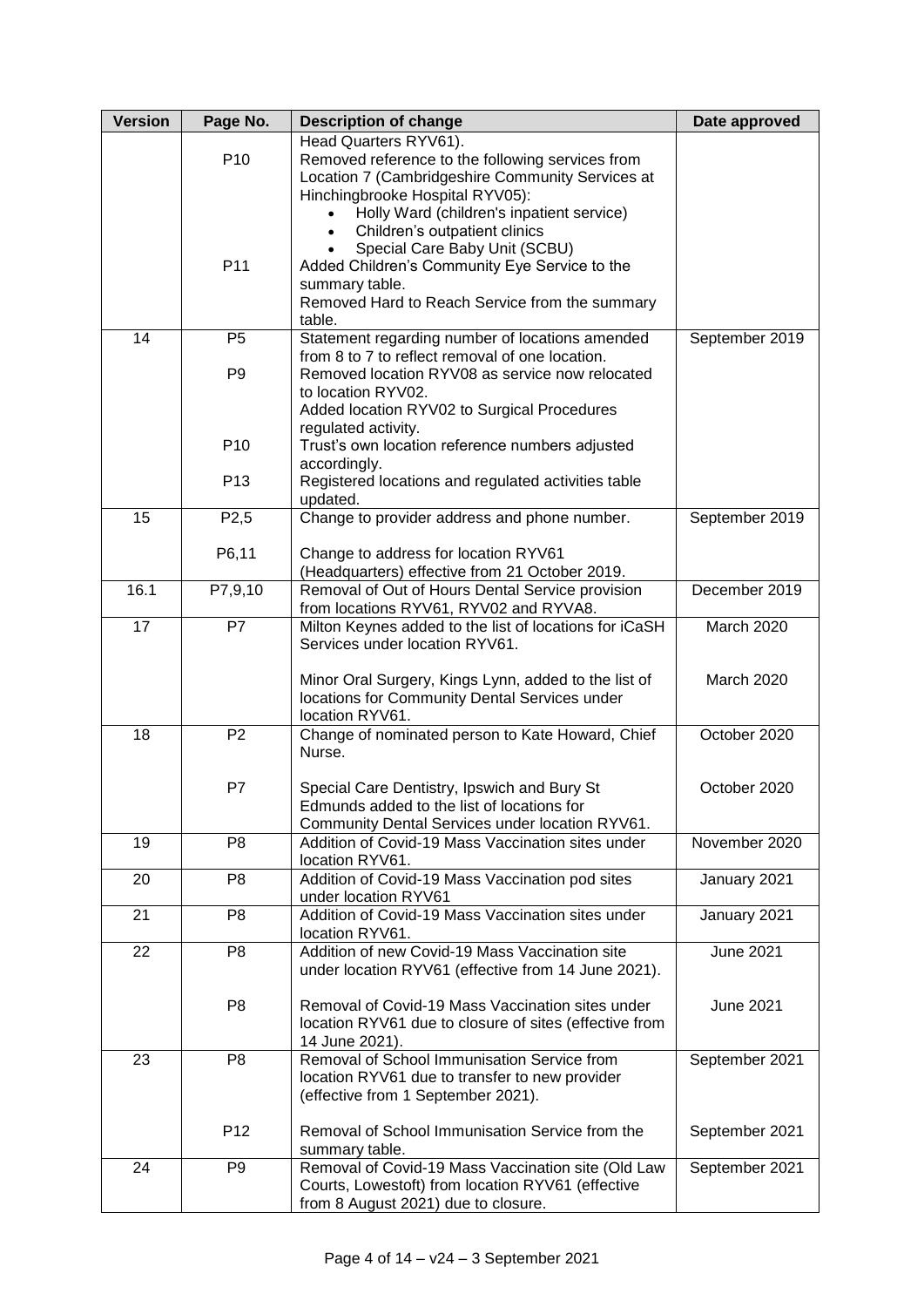| Version | Page No. | Description of change | Date approved |
|---|---|---|---|
| | P10<br><br><br><br><br><br>P11 | Head Quarters RYV61).<br>Removed reference to the following services from Location 7 (Cambridgeshire Community Services at Hinchingbrooke Hospital RYV05):<br>• Holly Ward (children's inpatient service)<br>• Children's outpatient clinics<br>• Special Care Baby Unit (SCBU)<br>Added Children's Community Eye Service to the summary table.<br>Removed Hard to Reach Service from the summary table. | |
| 14 | P5<br><br>P9<br><br><br><br>P10<br><br>P13 | Statement regarding number of locations amended from 8 to 7 to reflect removal of one location.<br>Removed location RYV08 as service now relocated to location RYV02.<br>Added location RYV02 to Surgical Procedures regulated activity.<br>Trust's own location reference numbers adjusted accordingly.<br>Registered locations and regulated activities table updated. | September 2019 |
| 15 | P2,5<br><br>P6,11 | Change to provider address and phone number.<br><br>Change to address for location RYV61 (Headquarters) effective from 21 October 2019. | September 2019 |
| 16.1 | P7,9,10 | Removal of Out of Hours Dental Service provision from locations RYV61, RYV02 and RYVA8. | December 2019 |
| 17 | P7 | Milton Keynes added to the list of locations for iCaSH Services under location RYV61.<br><br>Minor Oral Surgery, Kings Lynn, added to the list of locations for Community Dental Services under location RYV61. | March 2020<br><br><br>March 2020 |
| 18 | P2<br><br><br>P7 | Change of nominated person to Kate Howard, Chief Nurse.<br><br>Special Care Dentistry, Ipswich and Bury St Edmunds added to the list of locations for Community Dental Services under location RYV61. | October 2020<br><br><br>October 2020 |
| 19 | P8 | Addition of Covid-19 Mass Vaccination sites under location RYV61. | November 2020 |
| 20 | P8 | Addition of Covid-19 Mass Vaccination pod sites under location RYV61 | January 2021 |
| 21 | P8 | Addition of Covid-19 Mass Vaccination sites under location RYV61. | January 2021 |
| 22 | P8<br><br><br>P8 | Addition of new Covid-19 Mass Vaccination site under location RYV61 (effective from 14 June 2021).<br><br>Removal of Covid-19 Mass Vaccination sites under location RYV61 due to closure of sites (effective from 14 June 2021). | June 2021<br><br><br>June 2021 |
| 23 | P8<br><br><br><br>P12 | Removal of School Immunisation Service from location RYV61 due to transfer to new provider (effective from 1 September 2021).<br><br>Removal of School Immunisation Service from the summary table. | September 2021<br><br><br><br>September 2021 |
| 24 | P9 | Removal of Covid-19 Mass Vaccination site (Old Law Courts, Lowestoft) from location RYV61 (effective from 8 August 2021) due to closure. | September 2021 |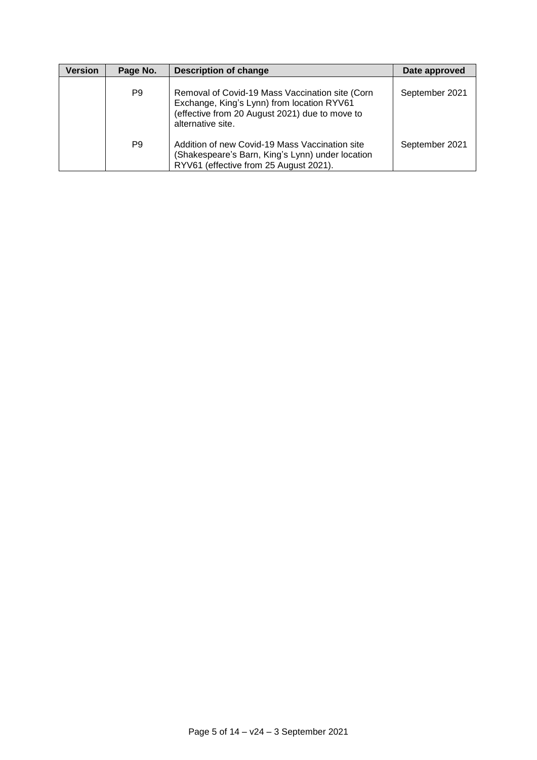| Version | Page No. | Description of change | Date approved |
|---|---|---|---|
| | P9 | Removal of Covid-19 Mass Vaccination site (Corn Exchange, King's Lynn) from location RYV61 (effective from 20 August 2021) due to move to alternative site. | September 2021 |
| | P9 | Addition of new Covid-19 Mass Vaccination site (Shakespeare's Barn, King's Lynn) under location RYV61 (effective from 25 August 2021). | September 2021 |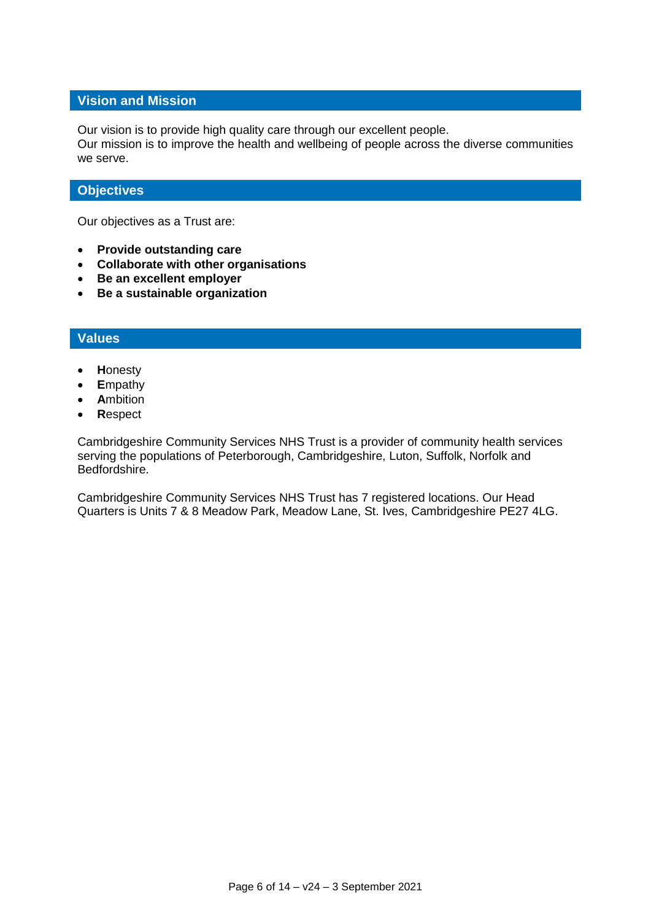## Vision and Mission

Our vision is to provide high quality care through our excellent people.
Our mission is to improve the health and wellbeing of people across the diverse communities we serve.

## Objectives

Our objectives as a Trust are:

- **Provide outstanding care**
- **Collaborate with other organisations**
- **Be an excellent employer**
- **Be a sustainable organization**

## Values

- **H**onesty
- **E**mpathy
- **A**mbition
- **R**espect

Cambridgeshire Community Services NHS Trust is a provider of community health services serving the populations of Peterborough, Cambridgeshire, Luton, Suffolk, Norfolk and Bedfordshire.

Cambridgeshire Community Services NHS Trust has 7 registered locations. Our Head Quarters is Units 7 & 8 Meadow Park, Meadow Lane, St. Ives, Cambridgeshire PE27 4LG.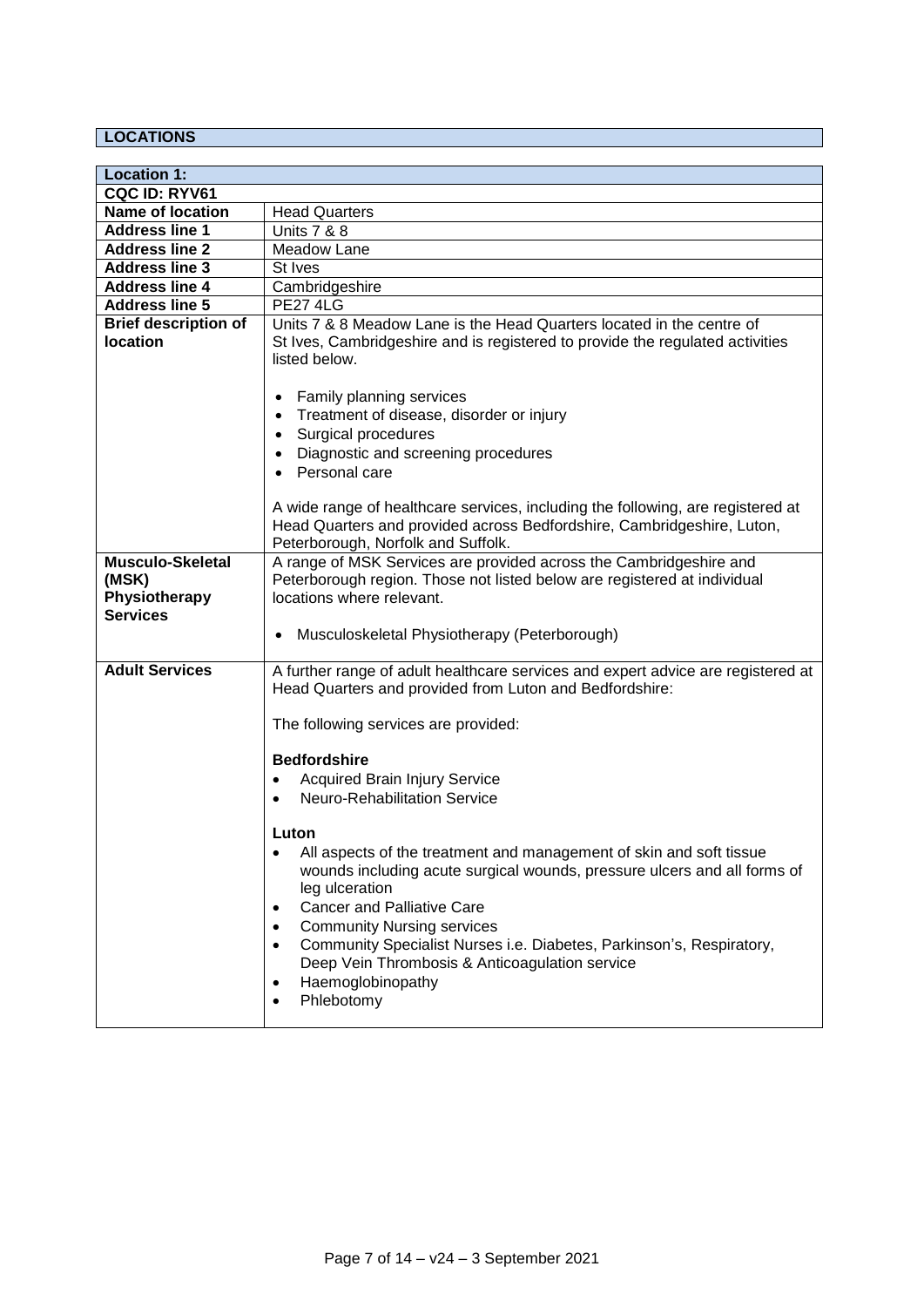## LOCATIONS

| **Location 1:** | |
|---|---|
| **CQC ID: RYV61** | |
| **Name of location** | Head Quarters |
| **Address line 1** | Units 7 & 8 |
| **Address line 2** | Meadow Lane |
| **Address line 3** | St Ives |
| **Address line 4** | Cambridgeshire |
| **Address line 5** | PE27 4LG |
| **Brief description of location** | Units 7 & 8 Meadow Lane is the Head Quarters located in the centre of St Ives, Cambridgeshire and is registered to provide the regulated activities listed below.<br><br>• Family planning services<br>• Treatment of disease, disorder or injury<br>• Surgical procedures<br>• Diagnostic and screening procedures<br>• Personal care<br><br>A wide range of healthcare services, including the following, are registered at Head Quarters and provided across Bedfordshire, Cambridgeshire, Luton, Peterborough, Norfolk and Suffolk. |
| **Musculo-Skeletal (MSK) Physiotherapy Services** | A range of MSK Services are provided across the Cambridgeshire and Peterborough region. Those not listed below are registered at individual locations where relevant.<br><br>• Musculoskeletal Physiotherapy (Peterborough) |
| **Adult Services** | A further range of adult healthcare services and expert advice are registered at Head Quarters and provided from Luton and Bedfordshire:<br><br>The following services are provided:<br><br>**Bedfordshire**<br>• Acquired Brain Injury Service<br>• Neuro-Rehabilitation Service<br><br>**Luton**<br>• All aspects of the treatment and management of skin and soft tissue wounds including acute surgical wounds, pressure ulcers and all forms of leg ulceration<br>• Cancer and Palliative Care<br>• Community Nursing services<br>• Community Specialist Nurses i.e. Diabetes, Parkinson's, Respiratory, Deep Vein Thrombosis & Anticoagulation service<br>• Haemoglobinopathy<br>• Phlebotomy |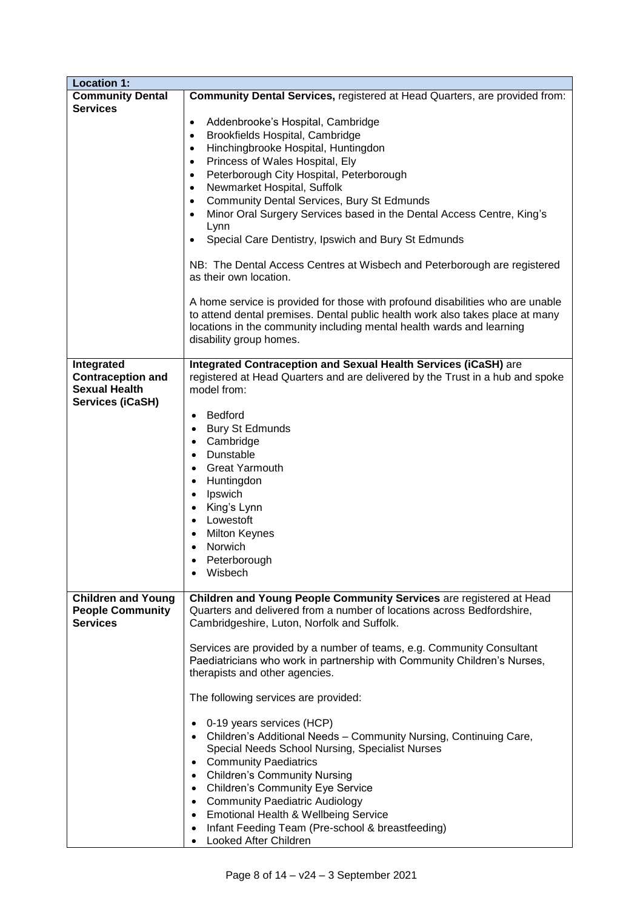| Location 1: | |
|---|---|
| **Community Dental Services** | **Community Dental Services,** registered at Head Quarters, are provided from:<br><br>• Addenbrooke's Hospital, Cambridge<br>• Brookfields Hospital, Cambridge<br>• Hinchingbrooke Hospital, Huntingdon<br>• Princess of Wales Hospital, Ely<br>• Peterborough City Hospital, Peterborough<br>• Newmarket Hospital, Suffolk<br>• Community Dental Services, Bury St Edmunds<br>• Minor Oral Surgery Services based in the Dental Access Centre, King's Lynn<br>• Special Care Dentistry, Ipswich and Bury St Edmunds<br><br>NB: The Dental Access Centres at Wisbech and Peterborough are registered as their own location.<br><br>A home service is provided for those with profound disabilities who are unable to attend dental premises. Dental public health work also takes place at many locations in the community including mental health wards and learning disability group homes. |
| **Integrated Contraception and Sexual Health Services (iCaSH)** | **Integrated Contraception and Sexual Health Services (iCaSH)** are registered at Head Quarters and are delivered by the Trust in a hub and spoke model from:<br><br>• Bedford<br>• Bury St Edmunds<br>• Cambridge<br>• Dunstable<br>• Great Yarmouth<br>• Huntingdon<br>• Ipswich<br>• King's Lynn<br>• Lowestoft<br>• Milton Keynes<br>• Norwich<br>• Peterborough<br>• Wisbech |
| **Children and Young People Community Services** | **Children and Young People Community Services** are registered at Head Quarters and delivered from a number of locations across Bedfordshire, Cambridgeshire, Luton, Norfolk and Suffolk.<br><br>Services are provided by a number of teams, e.g. Community Consultant Paediatricians who work in partnership with Community Children's Nurses, therapists and other agencies.<br><br>The following services are provided:<br><br>• 0-19 years services (HCP)<br>• Children's Additional Needs – Community Nursing, Continuing Care, Special Needs School Nursing, Specialist Nurses<br>• Community Paediatrics<br>• Children's Community Nursing<br>• Children's Community Eye Service<br>• Community Paediatric Audiology<br>• Emotional Health & Wellbeing Service<br>• Infant Feeding Team (Pre-school & breastfeeding)<br>• Looked After Children |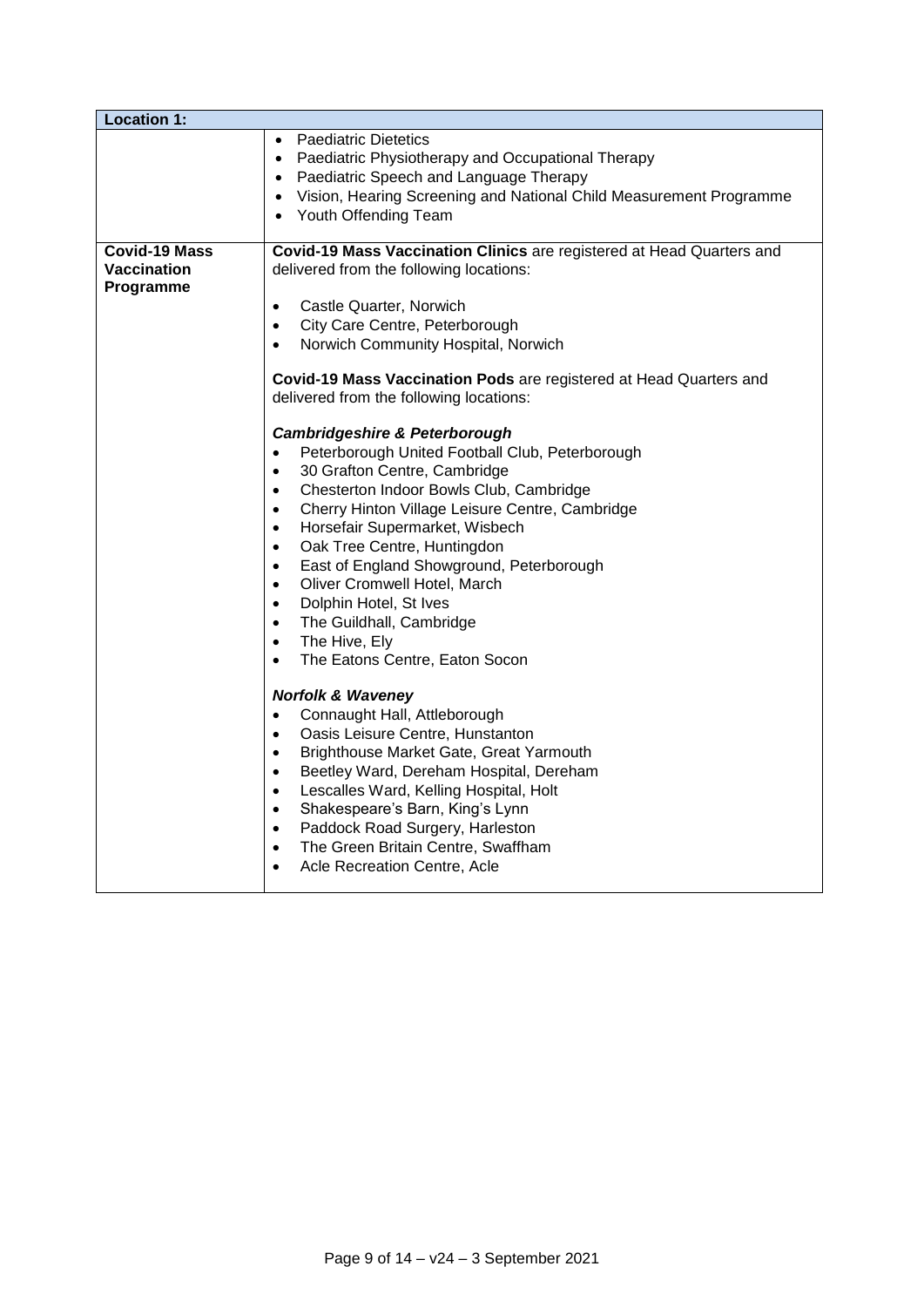| Location 1: | |
|---|---|
| | • Paediatric Dietetics<br>• Paediatric Physiotherapy and Occupational Therapy<br>• Paediatric Speech and Language Therapy<br>• Vision, Hearing Screening and National Child Measurement Programme<br>• Youth Offending Team |
| **Covid-19 Mass Vaccination Programme** | **Covid-19 Mass Vaccination Clinics** are registered at Head Quarters and delivered from the following locations:<br><br>• Castle Quarter, Norwich<br>• City Care Centre, Peterborough<br>• Norwich Community Hospital, Norwich<br><br>**Covid-19 Mass Vaccination Pods** are registered at Head Quarters and delivered from the following locations:<br><br>***Cambridgeshire & Peterborough***<br>• Peterborough United Football Club, Peterborough<br>• 30 Grafton Centre, Cambridge<br>• Chesterton Indoor Bowls Club, Cambridge<br>• Cherry Hinton Village Leisure Centre, Cambridge<br>• Horsefair Supermarket, Wisbech<br>• Oak Tree Centre, Huntingdon<br>• East of England Showground, Peterborough<br>• Oliver Cromwell Hotel, March<br>• Dolphin Hotel, St Ives<br>• The Guildhall, Cambridge<br>• The Hive, Ely<br>• The Eatons Centre, Eaton Socon<br><br>***Norfolk & Waveney***<br>• Connaught Hall, Attleborough<br>• Oasis Leisure Centre, Hunstanton<br>• Brighthouse Market Gate, Great Yarmouth<br>• Beetley Ward, Dereham Hospital, Dereham<br>• Lescalles Ward, Kelling Hospital, Holt<br>• Shakespeare's Barn, King's Lynn<br>• Paddock Road Surgery, Harleston<br>• The Green Britain Centre, Swaffham<br>• Acle Recreation Centre, Acle |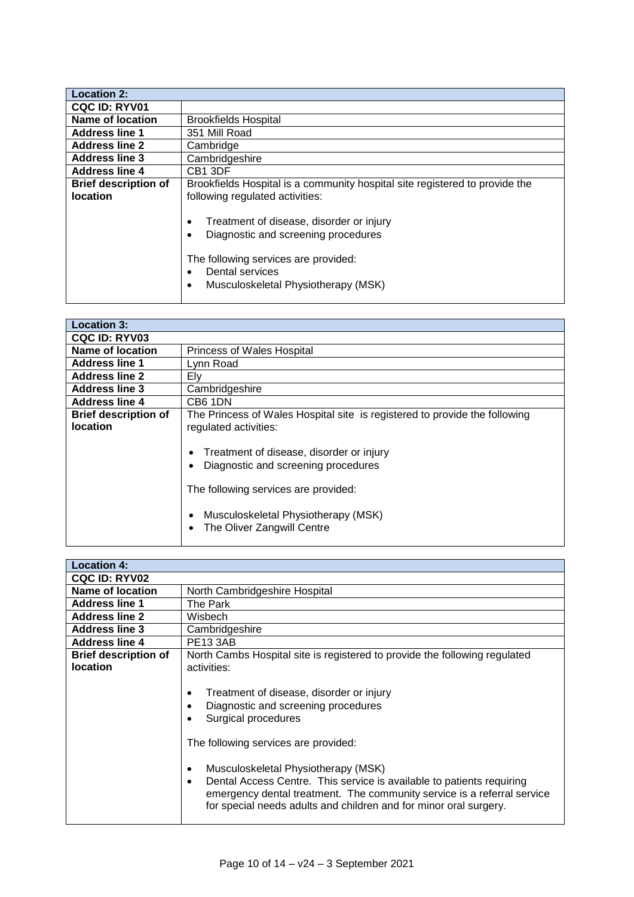| Location 2: | |
|---|---|
| **CQC ID: RYV01** | |
| **Name of location** | Brookfields Hospital |
| **Address line 1** | 351 Mill Road |
| **Address line 2** | Cambridge |
| **Address line 3** | Cambridgeshire |
| **Address line 4** | CB1 3DF |
| **Brief description of location** | Brookfields Hospital is a community hospital site registered to provide the following regulated activities:<br><br>• Treatment of disease, disorder or injury<br>• Diagnostic and screening procedures<br><br>The following services are provided:<br>• Dental services<br>• Musculoskeletal Physiotherapy (MSK) |

| Location 3: | |
|---|---|
| **CQC ID: RYV03** | |
| **Name of location** | Princess of Wales Hospital |
| **Address line 1** | Lynn Road |
| **Address line 2** | Ely |
| **Address line 3** | Cambridgeshire |
| **Address line 4** | CB6 1DN |
| **Brief description of location** | The Princess of Wales Hospital site is registered to provide the following regulated activities:<br><br>• Treatment of disease, disorder or injury<br>• Diagnostic and screening procedures<br><br>The following services are provided:<br><br>• Musculoskeletal Physiotherapy (MSK)<br>• The Oliver Zangwill Centre |

| Location 4: | |
|---|---|
| **CQC ID: RYV02** | |
| **Name of location** | North Cambridgeshire Hospital |
| **Address line 1** | The Park |
| **Address line 2** | Wisbech |
| **Address line 3** | Cambridgeshire |
| **Address line 4** | PE13 3AB |
| **Brief description of location** | North Cambs Hospital site is registered to provide the following regulated activities:<br><br>• Treatment of disease, disorder or injury<br>• Diagnostic and screening procedures<br>• Surgical procedures<br><br>The following services are provided:<br><br>• Musculoskeletal Physiotherapy (MSK)<br>• Dental Access Centre. This service is available to patients requiring emergency dental treatment. The community service is a referral service for special needs adults and children and for minor oral surgery. |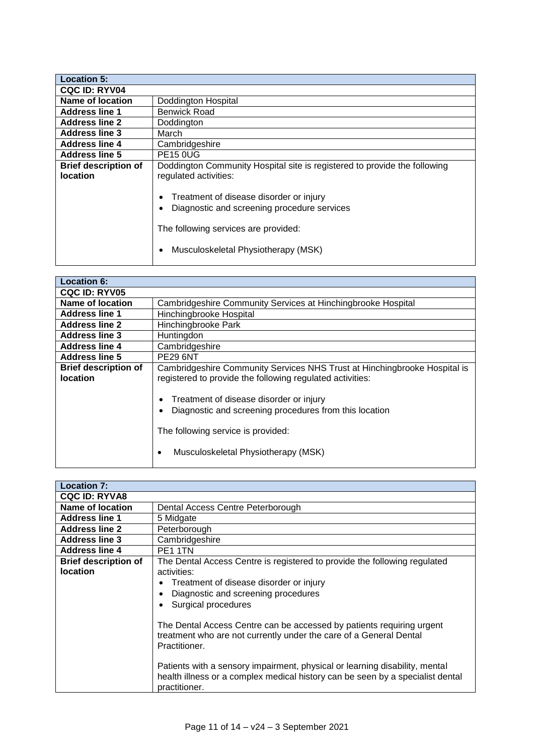| **Location 5:** | |
|---|---|
| **CQC ID: RYV04** | |
| **Name of location** | Doddington Hospital |
| **Address line 1** | Benwick Road |
| **Address line 2** | Doddington |
| **Address line 3** | March |
| **Address line 4** | Cambridgeshire |
| **Address line 5** | PE15 0UG |
| **Brief description of location** | Doddington Community Hospital site is registered to provide the following regulated activities:<br><br>• Treatment of disease disorder or injury<br>• Diagnostic and screening procedure services<br><br>The following services are provided:<br><br>• Musculoskeletal Physiotherapy (MSK) |

| **Location 6:** | |
|---|---|
| **CQC ID: RYV05** | |
| **Name of location** | Cambridgeshire Community Services at Hinchingbrooke Hospital |
| **Address line 1** | Hinchingbrooke Hospital |
| **Address line 2** | Hinchingbrooke Park |
| **Address line 3** | Huntingdon |
| **Address line 4** | Cambridgeshire |
| **Address line 5** | PE29 6NT |
| **Brief description of location** | Cambridgeshire Community Services NHS Trust at Hinchingbrooke Hospital is registered to provide the following regulated activities:<br><br>• Treatment of disease disorder or injury<br>• Diagnostic and screening procedures from this location<br><br>The following service is provided:<br><br>• Musculoskeletal Physiotherapy (MSK) |

| **Location 7:** | |
|---|---|
| **CQC ID: RYVA8** | |
| **Name of location** | Dental Access Centre Peterborough |
| **Address line 1** | 5 Midgate |
| **Address line 2** | Peterborough |
| **Address line 3** | Cambridgeshire |
| **Address line 4** | PE1 1TN |
| **Brief description of location** | The Dental Access Centre is registered to provide the following regulated activities:<br>• Treatment of disease disorder or injury<br>• Diagnostic and screening procedures<br>• Surgical procedures<br><br>The Dental Access Centre can be accessed by patients requiring urgent treatment who are not currently under the care of a General Dental Practitioner.<br><br>Patients with a sensory impairment, physical or learning disability, mental health illness or a complex medical history can be seen by a specialist dental practitioner. |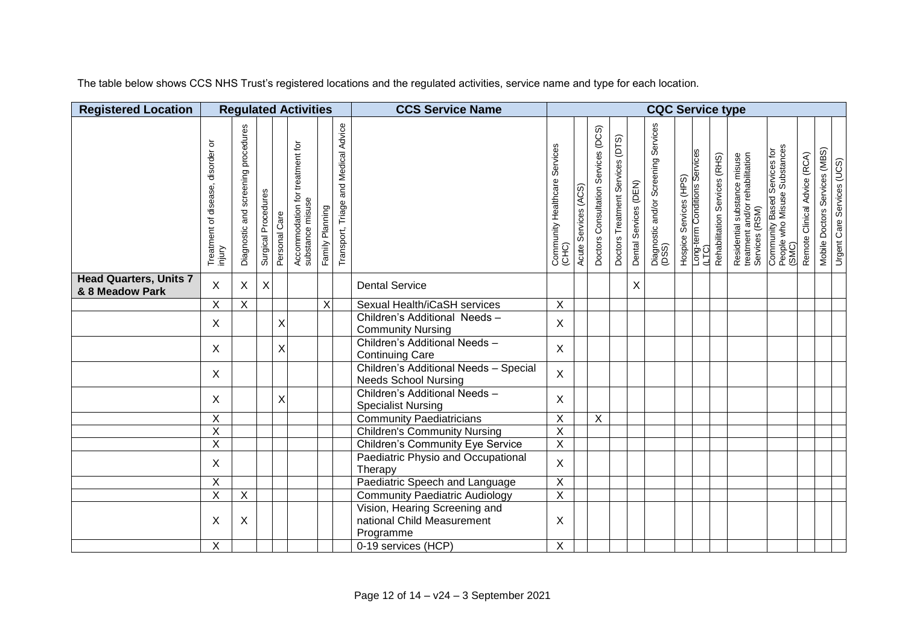The table below shows CCS NHS Trust's registered locations and the regulated activities, service name and type for each location.

| Registered Location | Regulated Activities | | | | | | | CCS Service Name | CQC Service type | | | | | | | | | | | | | | | |
|---|---|---|---|---|---|---|---|---|---|---|---|---|---|---|---|---|---|---|---|---|---|---|---|---|
| | Treatment of disease, disorder or injury | Diagnostic and screening procedures | Surgical Procedures | Personal Care | Accommodation for treatment for substance misuse | Family Planning | Transport, Triage and Medical Advice | | Community Healthcare Services (CHC) | Acute Services (ACS) | Doctors Consultation Services (DCS) | Doctors Treatment Services (DTS) | Dental Services (DEN) | Diagnostic and/or Screening Services (DSS) | Hospice Services (HPS) | Long-term Conditions Services (LTC) | Rehabilitation Services (RHS) | Residential substance misuse treatment and/or rehabilitation Services (RSM) | Community Based Services for People who Misuse Substances (SMC) | Remote Clinical Advice (RCA) | Mobile Doctors Services (MBS) | Urgent Care Services (UCS) |
| **Head Quarters, Units 7 & 8 Meadow Park** | X | X | X | | | | | Dental Service | | | | | X | | | | | | | | | |
| | X | X | | | | X | | Sexual Health/iCaSH services | X | | | | | | | | | | | | | |
| | X | | | X | | | | Children's Additional Needs – Community Nursing | X | | | | | | | | | | | | | |
| | X | | | X | | | | Children's Additional Needs – Continuing Care | X | | | | | | | | | | | | | |
| | X | | | | | | | Children's Additional Needs – Special Needs School Nursing | X | | | | | | | | | | | | | |
| | X | | | X | | | | Children's Additional Needs – Specialist Nursing | X | | | | | | | | | | | | | |
| | X | | | | | | | Community Paediatricians | X | | X | | | | | | | | | | | |
| | X | | | | | | | Children's Community Nursing | X | | | | | | | | | | | | | |
| | X | | | | | | | Children's Community Eye Service | X | | | | | | | | | | | | | |
| | X | | | | | | | Paediatric Physio and Occupational Therapy | X | | | | | | | | | | | | | |
| | X | | | | | | | Paediatric Speech and Language | X | | | | | | | | | | | | | |
| | X | X | | | | | | Community Paediatric Audiology | X | | | | | | | | | | | | | |
| | X | X | | | | | | Vision, Hearing Screening and national Child Measurement Programme | X | | | | | | | | | | | | | |
| | X | | | | | | | 0-19 services (HCP) | X | | | | | | | | | | | | | |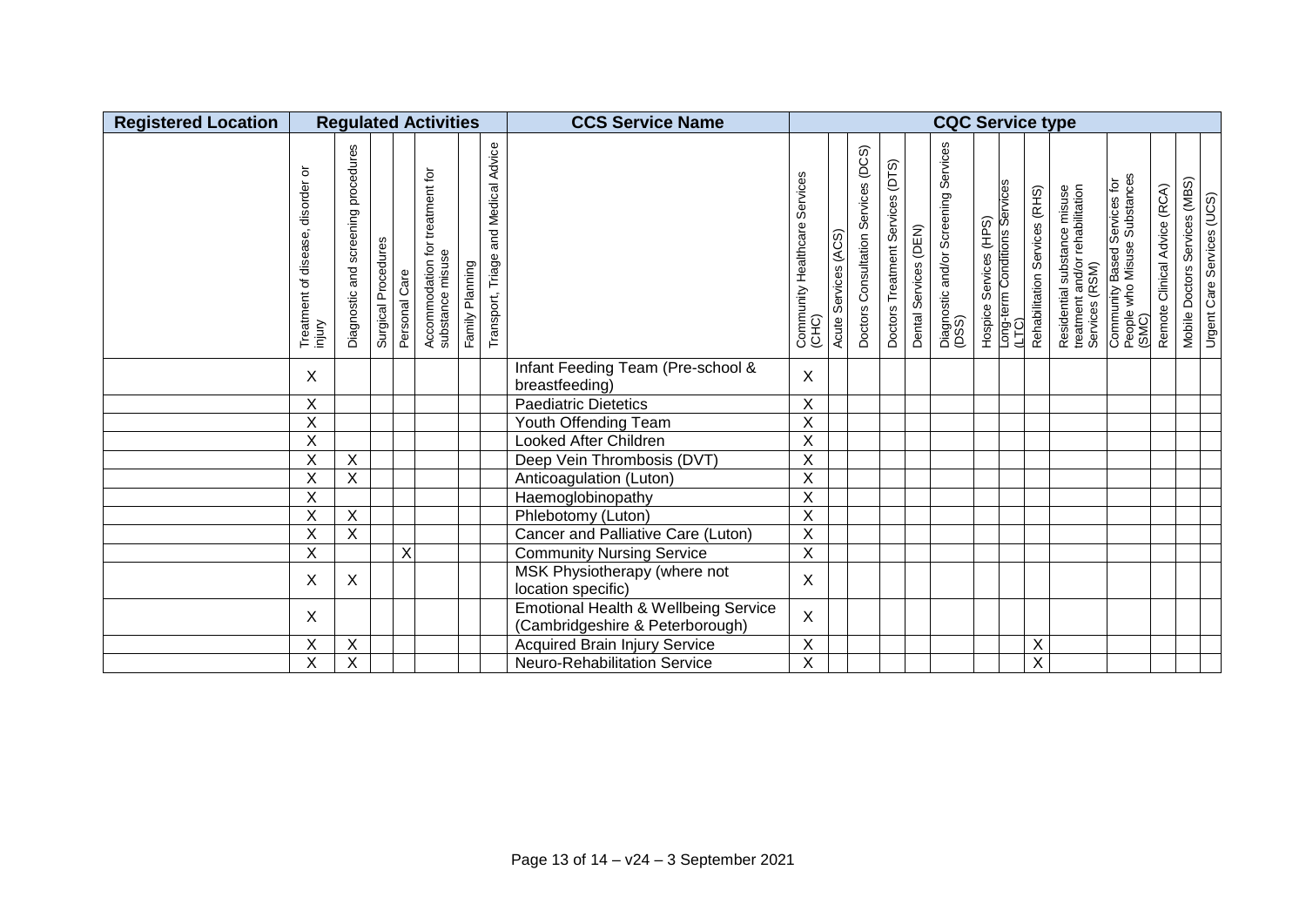| Registered Location | Regulated Activities | | | | | | | CCS Service Name | CQC Service type | | | | | | | | | | | | | | |
|---|---|---|---|---|---|---|---|---|---|---|---|---|---|---|---|---|---|---|---|---|---|---|---|
| | Treatment of disease, disorder or injury | Diagnostic and screening procedures | Surgical Procedures | Personal Care | Accommodation for treatment for substance misuse | Family Planning | Transport, Triage and Medical Advice | | Community Healthcare Services (CHC) | Acute Services (ACS) | Doctors Consultation Services (DCS) | Doctors Treatment Services (DTS) | Dental Services (DEN) | Diagnostic and/or Screening Services (DSS) | Hospice Services (HPS) | Long-term Conditions Services (LTC) | Rehabilitation Services (RHS) | Residential substance misuse treatment and/or rehabilitation Services (RSM) | Community Based Services for People who Misuse Substances (SMC) | Remote Clinical Advice (RCA) | Mobile Doctors Services (MBS) | Urgent Care Services (UCS) |
| | X | | | | | | | Infant Feeding Team (Pre-school & breastfeeding) | X | | | | | | | | | | | | | |
| | X | | | | | | | Paediatric Dietetics | X | | | | | | | | | | | | | |
| | X | | | | | | | Youth Offending Team | X | | | | | | | | | | | | | |
| | X | | | | | | | Looked After Children | X | | | | | | | | | | | | | |
| | X | X | | | | | | Deep Vein Thrombosis (DVT) | X | | | | | | | | | | | | | |
| | X | X | | | | | | Anticoagulation (Luton) | X | | | | | | | | | | | | | |
| | X | | | | | | | Haemoglobinopathy | X | | | | | | | | | | | | | |
| | X | X | | | | | | Phlebotomy (Luton) | X | | | | | | | | | | | | | |
| | X | X | | | | | | Cancer and Palliative Care (Luton) | X | | | | | | | | | | | | | |
| | X | | | X | | | | Community Nursing Service | X | | | | | | | | | | | | | |
| | X | X | | | | | | MSK Physiotherapy (where not location specific) | X | | | | | | | | | | | | | |
| | X | | | | | | | Emotional Health & Wellbeing Service (Cambridgeshire & Peterborough) | X | | | | | | | | | | | | | |
| | X | X | | | | | | Acquired Brain Injury Service | X | | | | | | | | X | | | | | |
| | X | X | | | | | | Neuro-Rehabilitation Service | X | | | | | | | | X | | | | | |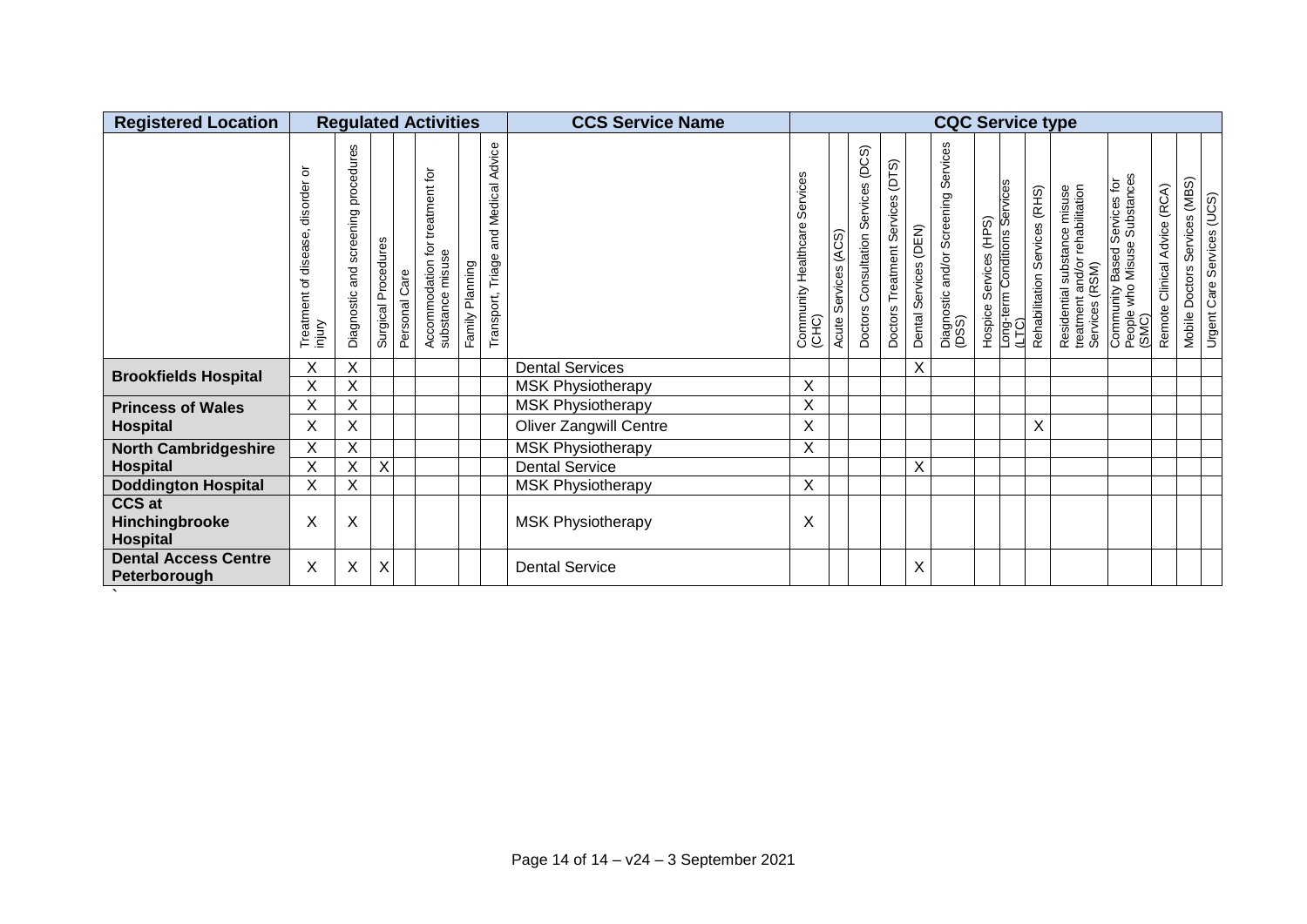| Registered Location | Regulated Activities | | | | | | | CCS Service Name | CQC Service type | | | | | | | | | | | | | | |
|---|---|---|---|---|---|---|---|---|---|---|---|---|---|---|---|---|---|---|---|---|---|---|---|
| | Treatment of disease, disorder or injury | Diagnostic and screening procedures | Surgical Procedures | Personal Care | Accommodation for treatment for substance misuse | Family Planning | Transport, Triage and Medical Advice | | Community Healthcare Services (CHC) | Acute Services (ACS) | Doctors Consultation Services (DCS) | Doctors Treatment Services (DTS) | Dental Services (DEN) | Diagnostic and/or Screening Services (DSS) | Hospice Services (HPS) | Long-term Conditions Services (LTC) | Rehabilitation Services (RHS) | Residential substance misuse treatment and/or rehabilitation Services (RSM) | Community Based Services for People who Misuse Substances (SMC) | Remote Clinical Advice (RCA) | Mobile Doctors Services (MBS) | Urgent Care Services (UCS) |
| **Brookfields Hospital** | X | X | | | | | | Dental Services | | | | | X | | | | | | | | | |
| | X | X | | | | | | MSK Physiotherapy | X | | | | | | | | | | | | | |
| **Princess of Wales Hospital** | X | X | | | | | | MSK Physiotherapy | X | | | | | | | | | | | | | |
| | X | X | | | | | | Oliver Zangwill Centre | X | | | | | | | | X | | | | | |
| **North Cambridgeshire Hospital** | X | X | | | | | | MSK Physiotherapy | X | | | | | | | | | | | | | |
| | X | X | X | | | | | Dental Service | | | | | X | | | | | | | | | |
| **Doddington Hospital** | X | X | | | | | | MSK Physiotherapy | X | | | | | | | | | | | | | |
| **CCS at Hinchingbrooke Hospital** | X | X | | | | | | MSK Physiotherapy | X | | | | | | | | | | | | | |
| **Dental Access Centre Peterborough** | X | X | X | | | | | Dental Service | | | | | X | | | | | | | | | |